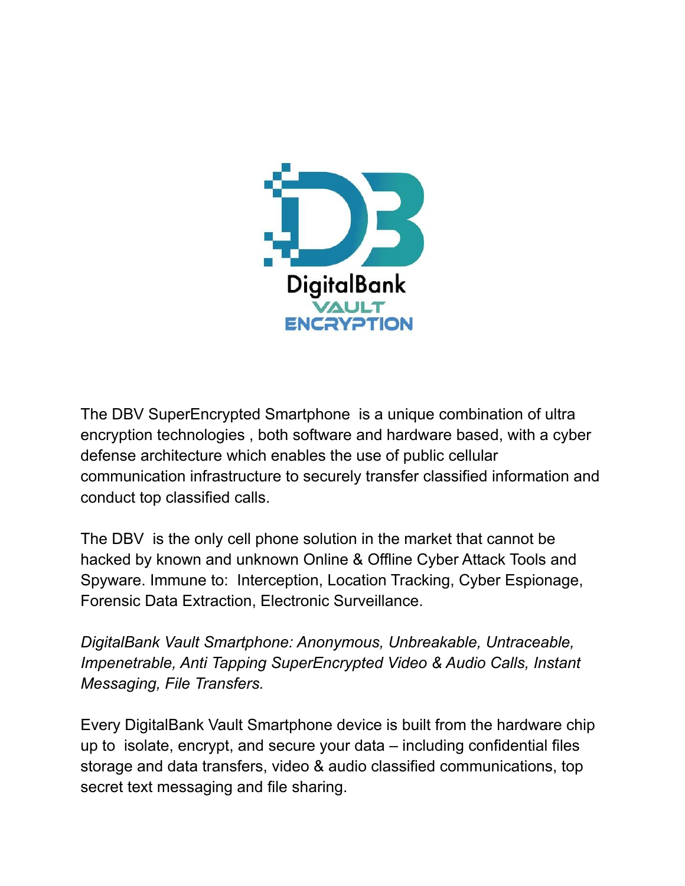DigitalBank
VAULT
ENCRYPTION

The DBV SuperEncrypted Smartphone is a unique combination of ultra encryption technologies , both software and hardware based, with a cyber defense architecture which enables the use of public cellular communication infrastructure to securely transfer classified information and conduct top classified calls.

The DBV is the only cell phone solution in the market that cannot be hacked by known and unknown Online & Offline Cyber Attack Tools and Spyware. Immune to: Interception, Location Tracking, Cyber Espionage, Forensic Data Extraction, Electronic Surveillance.

*DigitalBank Vault Smartphone: Anonymous, Unbreakable, Untraceable, Impenetrable, Anti Tapping SuperEncrypted Video & Audio Calls, Instant Messaging, File Transfers.*

Every DigitalBank Vault Smartphone device is built from the hardware chip up to isolate, encrypt, and secure your data – including confidential files storage and data transfers, video & audio classified communications, top secret text messaging and file sharing.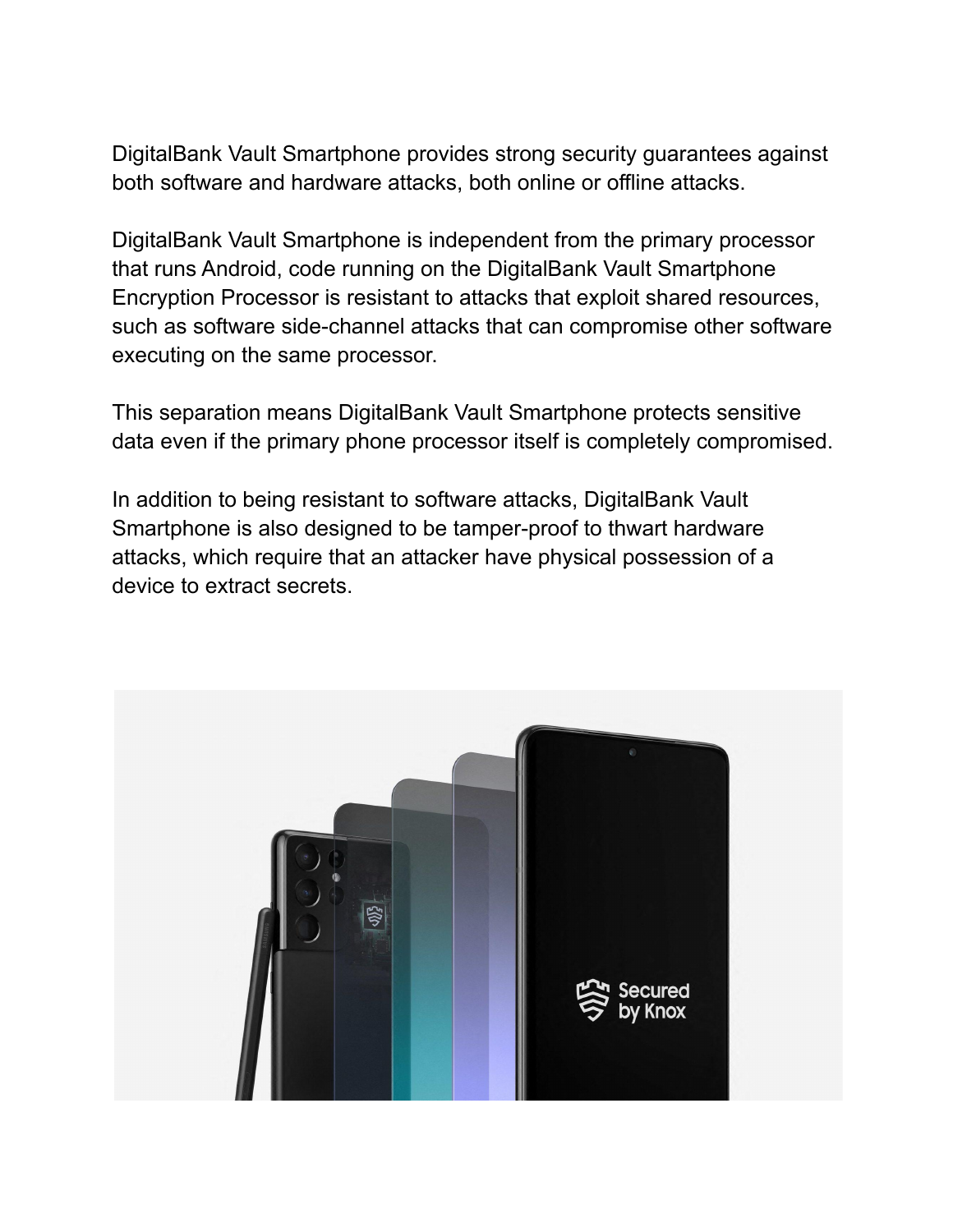DigitalBank Vault Smartphone provides strong security guarantees against both software and hardware attacks, both online or offline attacks.

DigitalBank Vault Smartphone is independent from the primary processor that runs Android, code running on the DigitalBank Vault Smartphone Encryption Processor is resistant to attacks that exploit shared resources, such as software side-channel attacks that can compromise other software executing on the same processor.

This separation means DigitalBank Vault Smartphone protects sensitive data even if the primary phone processor itself is completely compromised.

In addition to being resistant to software attacks, DigitalBank Vault Smartphone is also designed to be tamper-proof to thwart hardware attacks, which require that an attacker have physical possession of a device to extract secrets.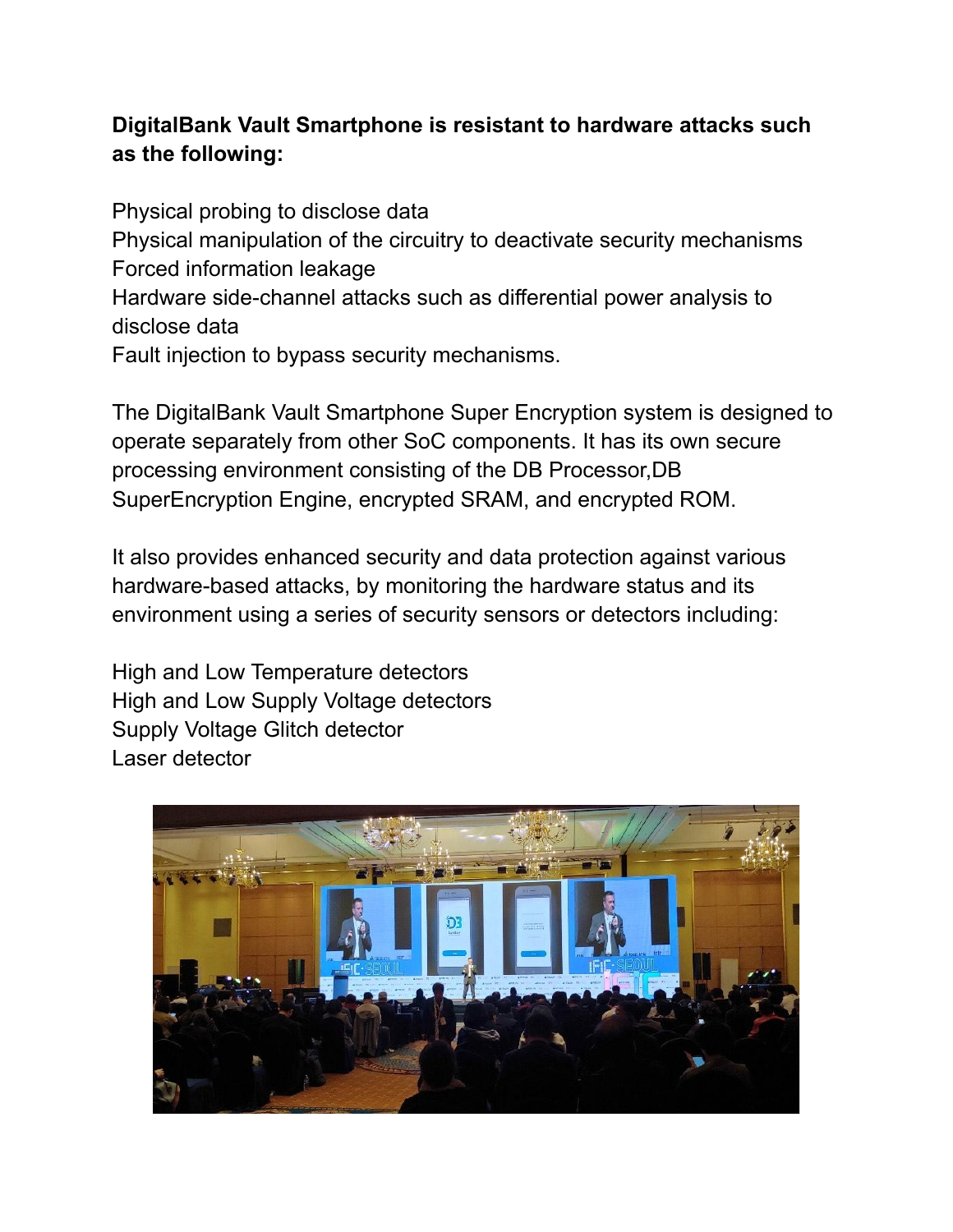**DigitalBank Vault Smartphone is resistant to hardware attacks such as the following:**

Physical probing to disclose data
Physical manipulation of the circuitry to deactivate security mechanisms
Forced information leakage
Hardware side-channel attacks such as differential power analysis to disclose data
Fault injection to bypass security mechanisms.

The DigitalBank Vault Smartphone Super Encryption system is designed to operate separately from other SoC components. It has its own secure processing environment consisting of the DB Processor,DB SuperEncryption Engine, encrypted SRAM, and encrypted ROM.

It also provides enhanced security and data protection against various hardware-based attacks, by monitoring the hardware status and its environment using a series of security sensors or detectors including:

High and Low Temperature detectors
High and Low Supply Voltage detectors
Supply Voltage Glitch detector
Laser detector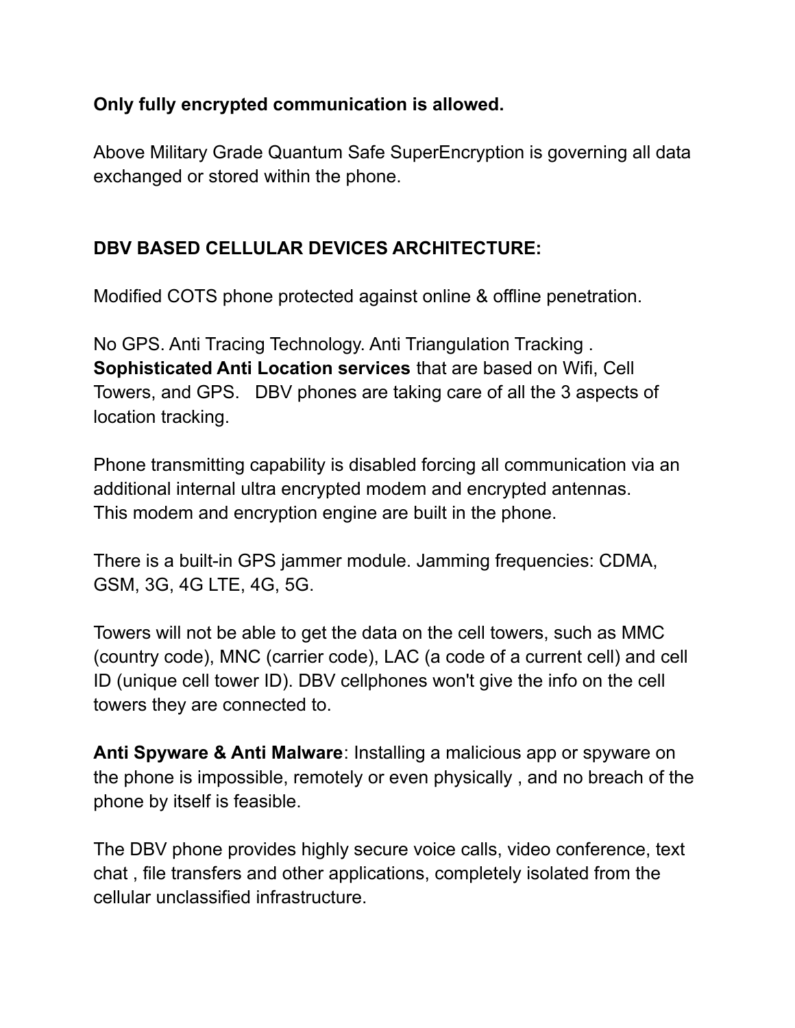**Only fully encrypted communication is allowed.**

Above Military Grade Quantum Safe SuperEncryption is governing all data exchanged or stored within the phone.

**DBV BASED CELLULAR DEVICES ARCHITECTURE:**

Modified COTS phone protected against online & offline penetration.

No GPS. Anti Tracing Technology. Anti Triangulation Tracking . **Sophisticated Anti Location services** that are based on Wifi, Cell Towers, and GPS. DBV phones are taking care of all the 3 aspects of location tracking.

Phone transmitting capability is disabled forcing all communication via an additional internal ultra encrypted modem and encrypted antennas. This modem and encryption engine are built in the phone.

There is a built-in GPS jammer module. Jamming frequencies: CDMA, GSM, 3G, 4G LTE, 4G, 5G.

Towers will not be able to get the data on the cell towers, such as MMC (country code), MNC (carrier code), LAC (a code of a current cell) and cell ID (unique cell tower ID). DBV cellphones won't give the info on the cell towers they are connected to.

**Anti Spyware & Anti Malware**: Installing a malicious app or spyware on the phone is impossible, remotely or even physically , and no breach of the phone by itself is feasible.

The DBV phone provides highly secure voice calls, video conference, text chat , file transfers and other applications, completely isolated from the cellular unclassified infrastructure.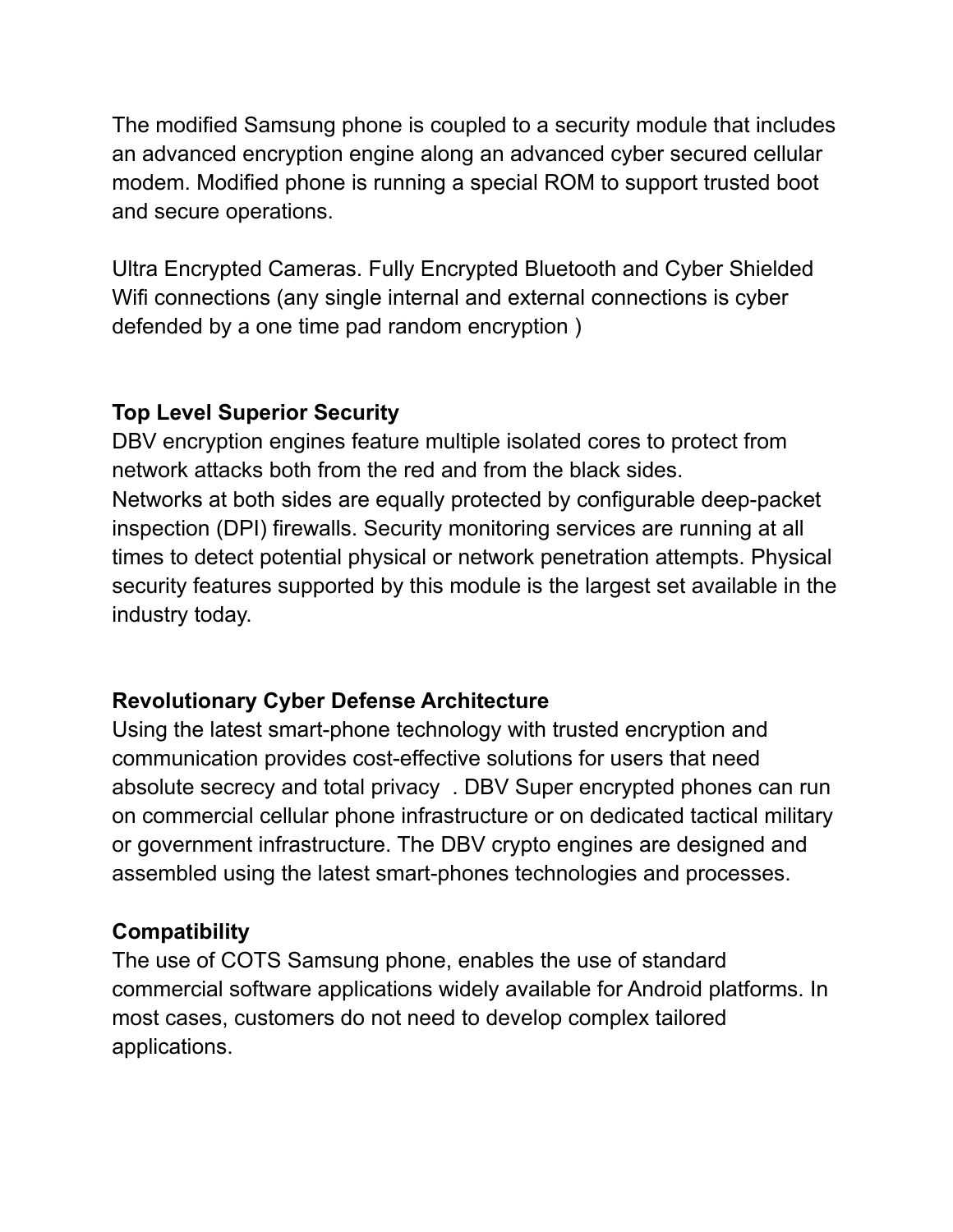The modified Samsung phone is coupled to a security module that includes an advanced encryption engine along an advanced cyber secured cellular modem. Modified phone is running a special ROM to support trusted boot and secure operations.

Ultra Encrypted Cameras. Fully Encrypted Bluetooth and Cyber Shielded Wifi connections (any single internal and external connections is cyber defended by a one time pad random encryption )

**Top Level Superior Security**
DBV encryption engines feature multiple isolated cores to protect from network attacks both from the red and from the black sides.
Networks at both sides are equally protected by configurable deep-packet inspection (DPI) firewalls. Security monitoring services are running at all times to detect potential physical or network penetration attempts. Physical security features supported by this module is the largest set available in the industry today.

**Revolutionary Cyber Defense Architecture**
Using the latest smart-phone technology with trusted encryption and communication provides cost-effective solutions for users that need absolute secrecy and total privacy . DBV Super encrypted phones can run on commercial cellular phone infrastructure or on dedicated tactical military or government infrastructure. The DBV crypto engines are designed and assembled using the latest smart-phones technologies and processes.

**Compatibility**
The use of COTS Samsung phone, enables the use of standard commercial software applications widely available for Android platforms. In most cases, customers do not need to develop complex tailored applications.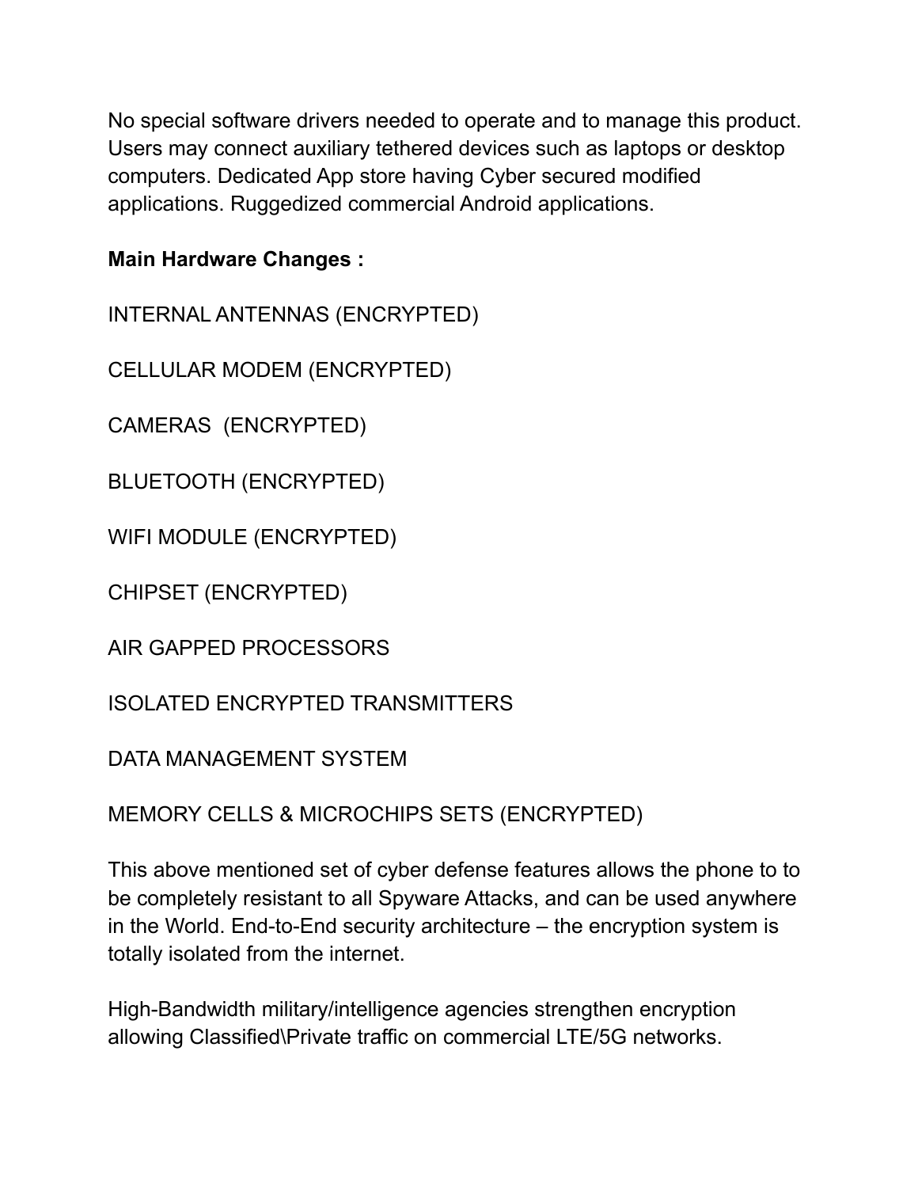No special software drivers needed to operate and to manage this product. Users may connect auxiliary tethered devices such as laptops or desktop computers. Dedicated App store having Cyber secured modified applications. Ruggedized commercial Android applications.

**Main Hardware Changes :**

INTERNAL ANTENNAS (ENCRYPTED)

CELLULAR MODEM (ENCRYPTED)

CAMERAS (ENCRYPTED)

BLUETOOTH (ENCRYPTED)

WIFI MODULE (ENCRYPTED)

CHIPSET (ENCRYPTED)

AIR GAPPED PROCESSORS

ISOLATED ENCRYPTED TRANSMITTERS

DATA MANAGEMENT SYSTEM

MEMORY CELLS & MICROCHIPS SETS (ENCRYPTED)

This above mentioned set of cyber defense features allows the phone to to be completely resistant to all Spyware Attacks, and can be used anywhere in the World. End-to-End security architecture – the encryption system is totally isolated from the internet.

High-Bandwidth military/intelligence agencies strengthen encryption allowing Classified\Private traffic on commercial LTE/5G networks.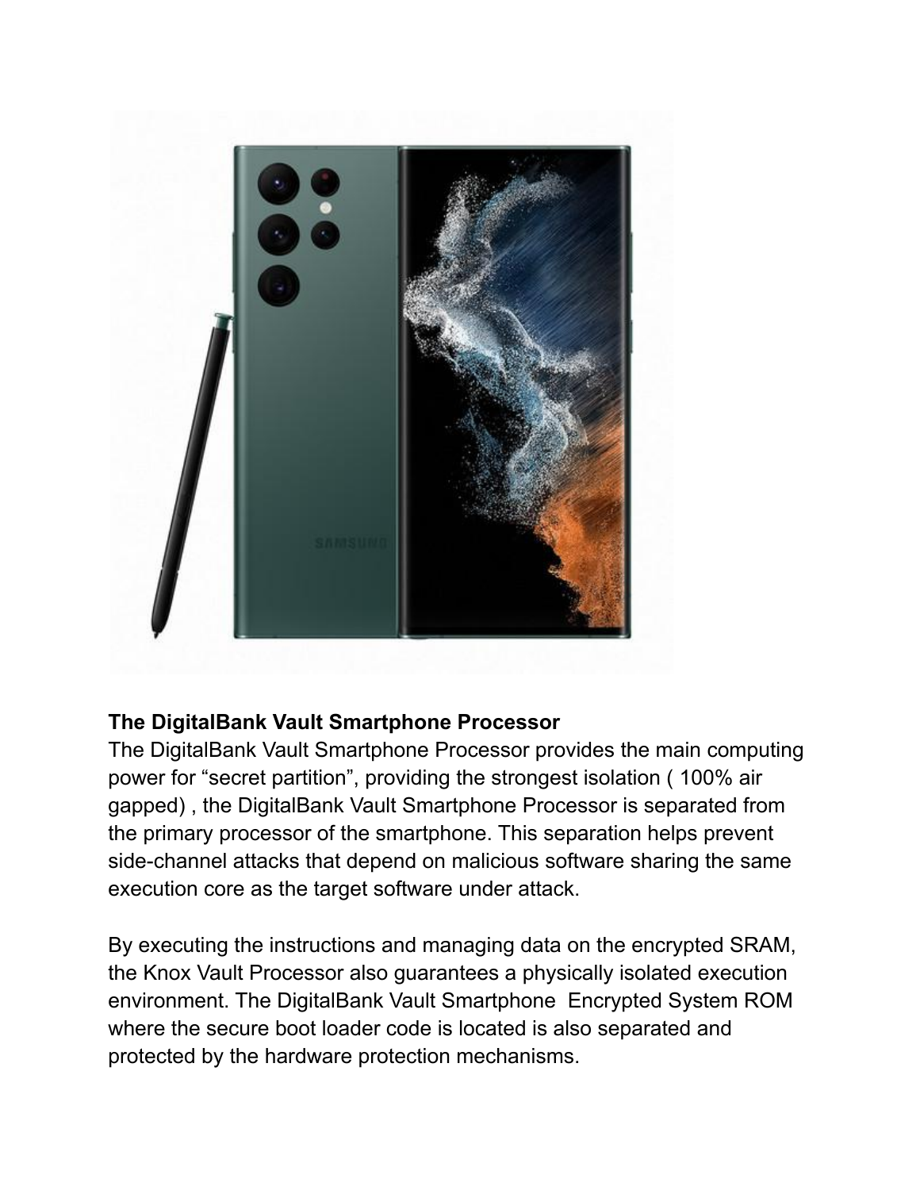**The DigitalBank Vault Smartphone Processor**

The DigitalBank Vault Smartphone Processor provides the main computing power for “secret partition”, providing the strongest isolation ( 100% air gapped) , the DigitalBank Vault Smartphone Processor is separated from the primary processor of the smartphone. This separation helps prevent side-channel attacks that depend on malicious software sharing the same execution core as the target software under attack.

By executing the instructions and managing data on the encrypted SRAM, the Knox Vault Processor also guarantees a physically isolated execution environment. The DigitalBank Vault Smartphone  Encrypted System ROM where the secure boot loader code is located is also separated and protected by the hardware protection mechanisms.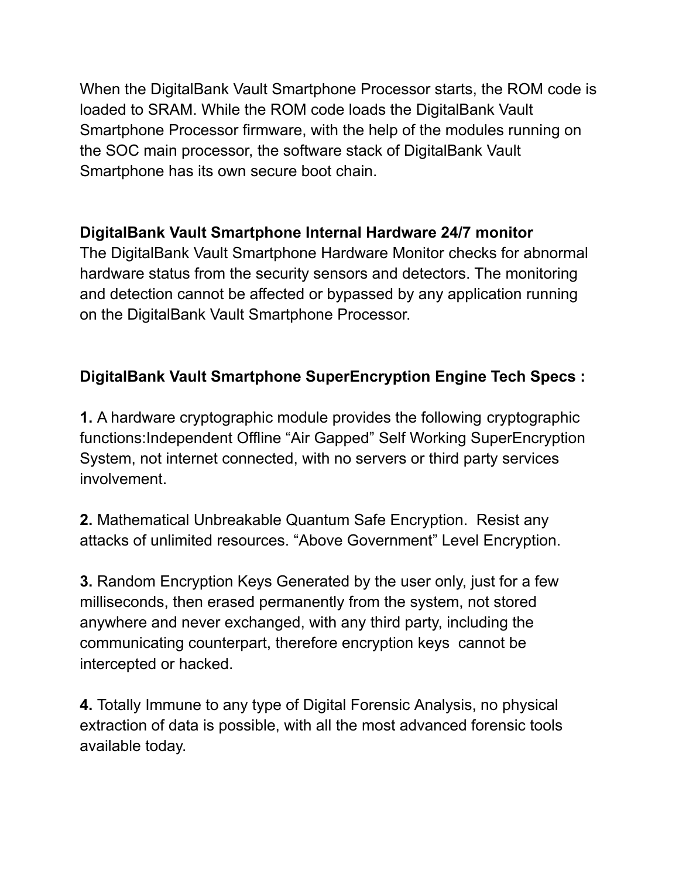When the DigitalBank Vault Smartphone Processor starts, the ROM code is loaded to SRAM. While the ROM code loads the DigitalBank Vault Smartphone Processor firmware, with the help of the modules running on the SOC main processor, the software stack of DigitalBank Vault Smartphone has its own secure boot chain.

**DigitalBank Vault Smartphone Internal Hardware 24/7 monitor**
The DigitalBank Vault Smartphone Hardware Monitor checks for abnormal hardware status from the security sensors and detectors. The monitoring and detection cannot be affected or bypassed by any application running on the DigitalBank Vault Smartphone Processor.

**DigitalBank Vault Smartphone SuperEncryption Engine Tech Specs :**

**1.** A hardware cryptographic module provides the following cryptographic functions:Independent Offline “Air Gapped” Self Working SuperEncryption System, not internet connected, with no servers or third party services involvement.

**2.** Mathematical Unbreakable Quantum Safe Encryption. Resist any attacks of unlimited resources. “Above Government” Level Encryption.

**3.** Random Encryption Keys Generated by the user only, just for a few milliseconds, then erased permanently from the system, not stored anywhere and never exchanged, with any third party, including the communicating counterpart, therefore encryption keys cannot be intercepted or hacked.

**4.** Totally Immune to any type of Digital Forensic Analysis, no physical extraction of data is possible, with all the most advanced forensic tools available today.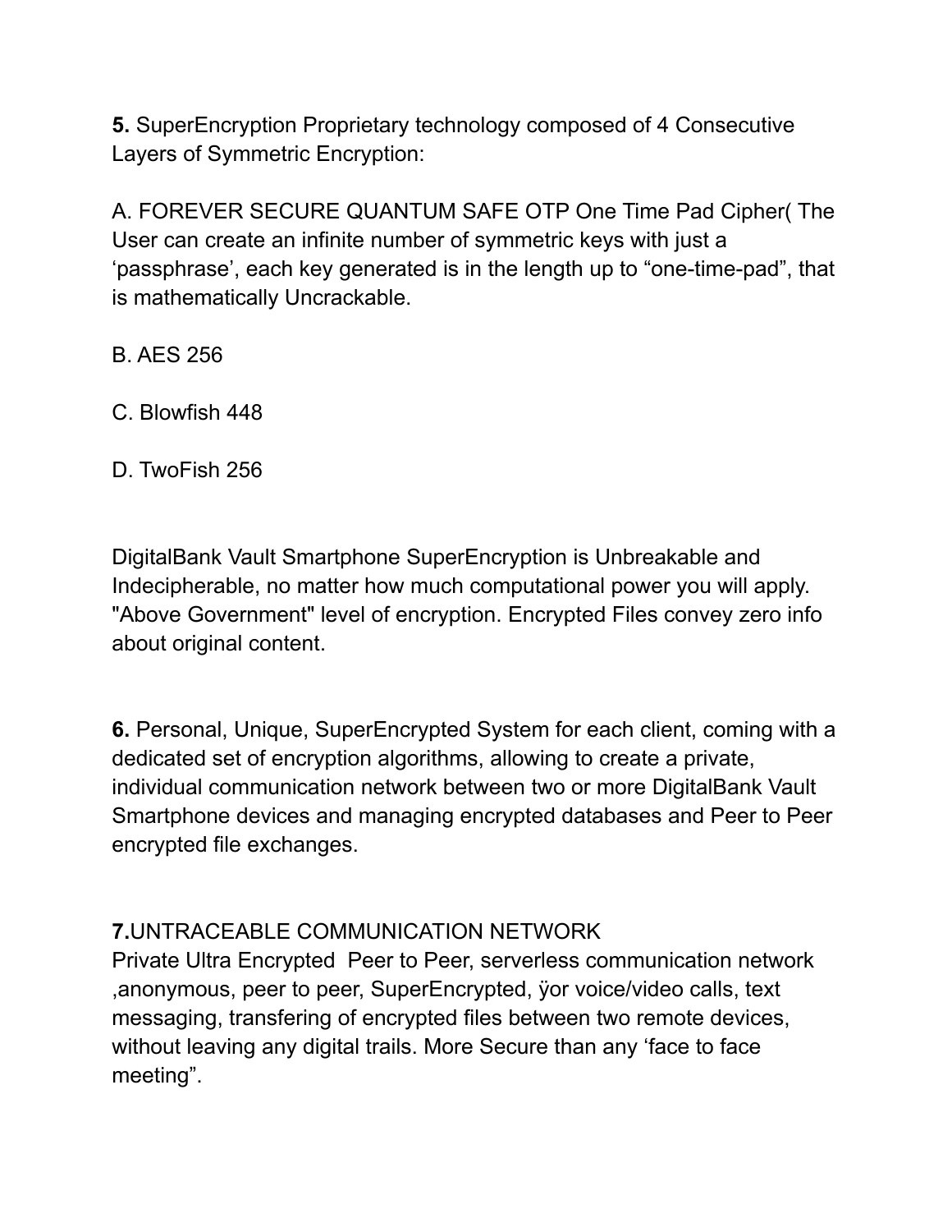**5.** SuperEncryption Proprietary technology composed of 4 Consecutive Layers of Symmetric Encryption:

A. FOREVER SECURE QUANTUM SAFE OTP One Time Pad Cipher( The User can create an infinite number of symmetric keys with just a 'passphrase', each key generated is in the length up to "one-time-pad", that is mathematically Uncrackable.

B. AES 256

C. Blowfish 448

D. TwoFish 256

DigitalBank Vault Smartphone SuperEncryption is Unbreakable and Indecipherable, no matter how much computational power you will apply. "Above Government" level of encryption. Encrypted Files convey zero info about original content.

**6.** Personal, Unique, SuperEncrypted System for each client, coming with a dedicated set of encryption algorithms, allowing to create a private, individual communication network between two or more DigitalBank Vault Smartphone devices and managing encrypted databases and Peer to Peer encrypted file exchanges.

**7.**UNTRACEABLE COMMUNICATION NETWORK
Private Ultra Encrypted Peer to Peer, serverless communication network ,anonymous, peer to peer, SuperEncrypted, ÿor voice/video calls, text messaging, transfering of encrypted files between two remote devices, without leaving any digital trails. More Secure than any 'face to face meeting".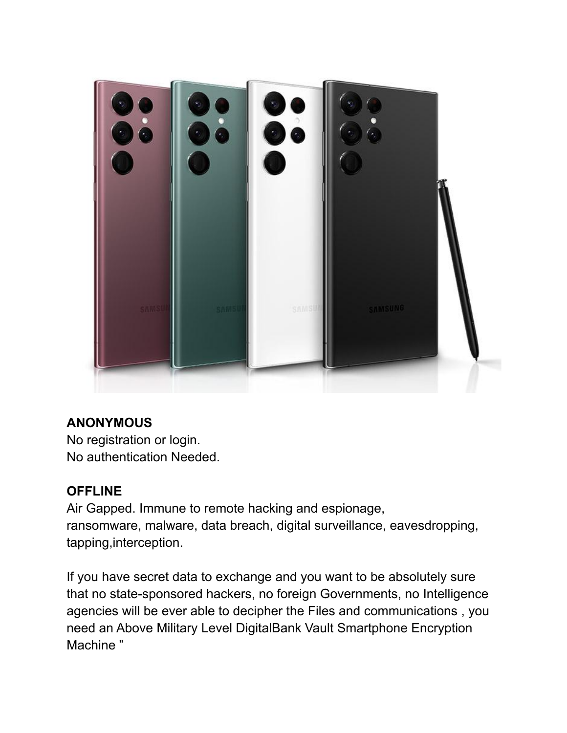**ANONYMOUS**
No registration or login.
No authentication Needed.

**OFFLINE**
Air Gapped. Immune to remote hacking and espionage,
ransomware, malware, data breach, digital surveillance, eavesdropping,
tapping,interception.

If you have secret data to exchange and you want to be absolutely sure that no state-sponsored hackers, no foreign Governments, no Intelligence agencies will be ever able to decipher the Files and communications , you need an Above Military Level DigitalBank Vault Smartphone Encryption Machine ”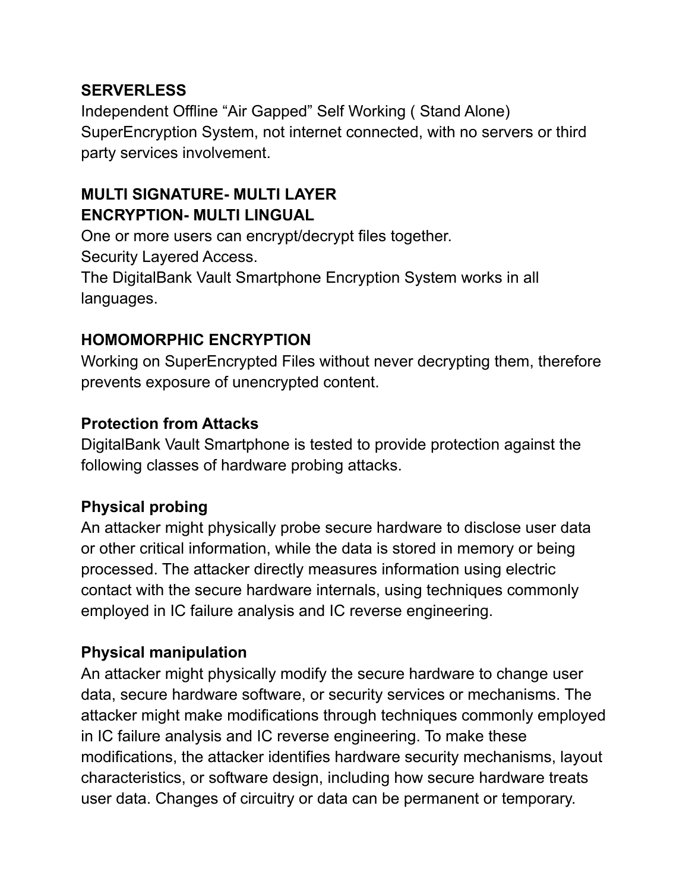**SERVERLESS**
Independent Offline “Air Gapped” Self Working ( Stand Alone) SuperEncryption System, not internet connected, with no servers or third party services involvement.

**MULTI SIGNATURE- MULTI LAYER ENCRYPTION- MULTI LINGUAL**
One or more users can encrypt/decrypt files together.
Security Layered Access.
The DigitalBank Vault Smartphone Encryption System works in all languages.

**HOMOMORPHIC ENCRYPTION**
Working on SuperEncrypted Files without never decrypting them, therefore prevents exposure of unencrypted content.

**Protection from Attacks**
DigitalBank Vault Smartphone is tested to provide protection against the following classes of hardware probing attacks.

**Physical probing**
An attacker might physically probe secure hardware to disclose user data or other critical information, while the data is stored in memory or being processed. The attacker directly measures information using electric contact with the secure hardware internals, using techniques commonly employed in IC failure analysis and IC reverse engineering.

**Physical manipulation**
An attacker might physically modify the secure hardware to change user data, secure hardware software, or security services or mechanisms. The attacker might make modifications through techniques commonly employed in IC failure analysis and IC reverse engineering. To make these modifications, the attacker identifies hardware security mechanisms, layout characteristics, or software design, including how secure hardware treats user data. Changes of circuitry or data can be permanent or temporary.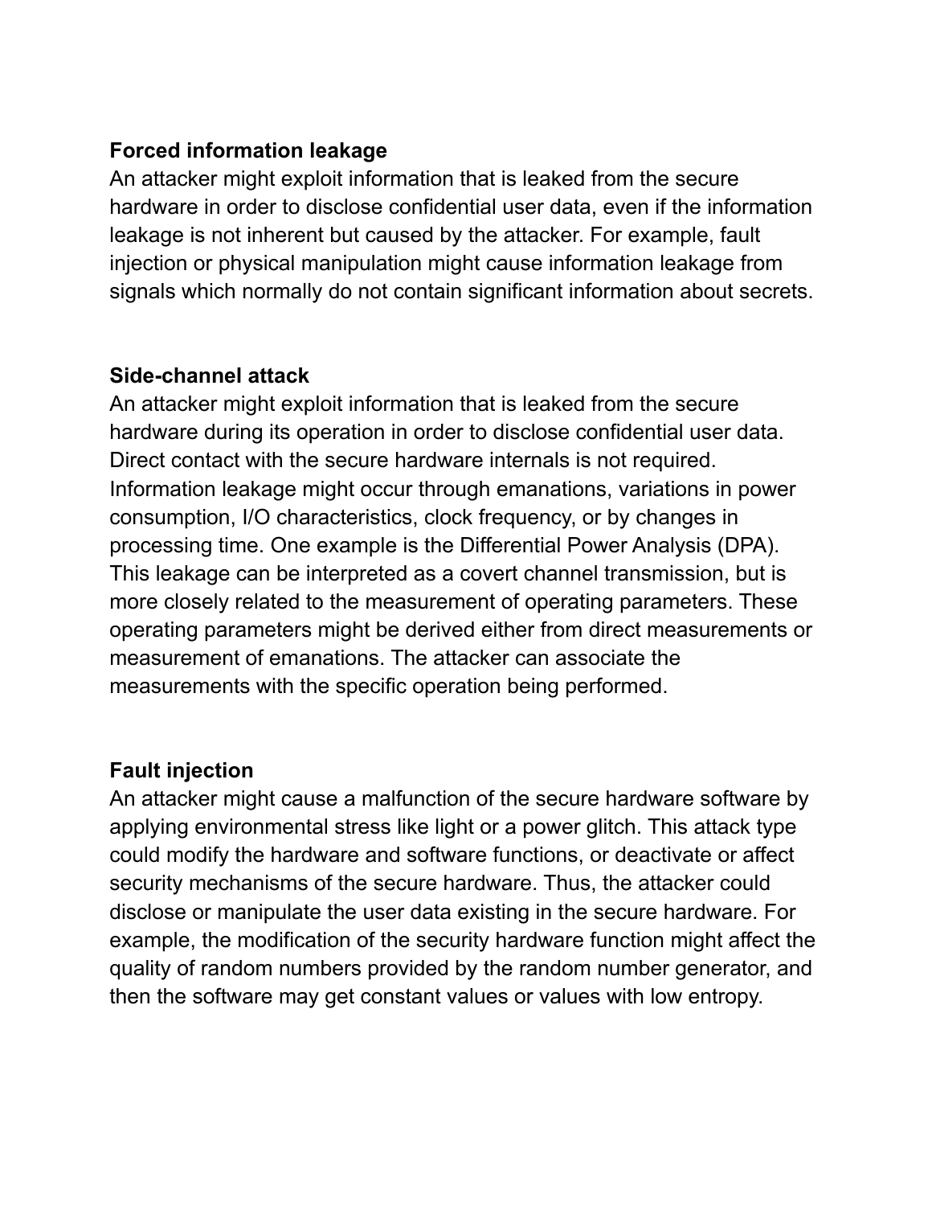**Forced information leakage**
An attacker might exploit information that is leaked from the secure hardware in order to disclose confidential user data, even if the information leakage is not inherent but caused by the attacker. For example, fault injection or physical manipulation might cause information leakage from signals which normally do not contain significant information about secrets.

**Side-channel attack**
An attacker might exploit information that is leaked from the secure hardware during its operation in order to disclose confidential user data. Direct contact with the secure hardware internals is not required. Information leakage might occur through emanations, variations in power consumption, I/O characteristics, clock frequency, or by changes in processing time. One example is the Differential Power Analysis (DPA). This leakage can be interpreted as a covert channel transmission, but is more closely related to the measurement of operating parameters. These operating parameters might be derived either from direct measurements or measurement of emanations. The attacker can associate the measurements with the specific operation being performed.

**Fault injection**
An attacker might cause a malfunction of the secure hardware software by applying environmental stress like light or a power glitch. This attack type could modify the hardware and software functions, or deactivate or affect security mechanisms of the secure hardware. Thus, the attacker could disclose or manipulate the user data existing in the secure hardware. For example, the modification of the security hardware function might affect the quality of random numbers provided by the random number generator, and then the software may get constant values or values with low entropy.